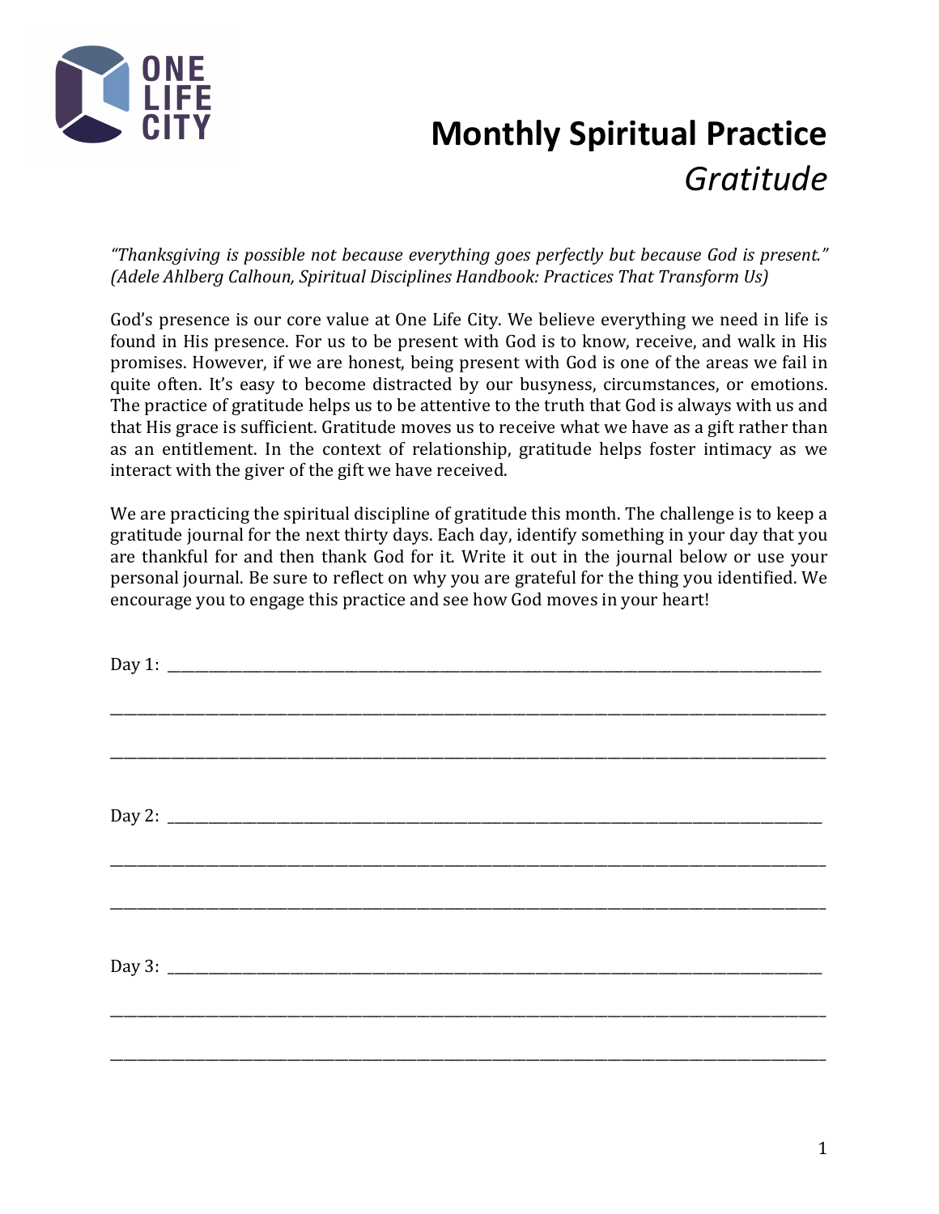ONE LIFE CITY

# Monthly Spiritual Practice

## *Gratitude*

*"Thanksgiving is possible not because everything goes perfectly but because God is present." (Adele Ahlberg Calhoun, Spiritual Disciplines Handbook: Practices That Transform Us)*

God's presence is our core value at One Life City. We believe everything we need in life is found in His presence. For us to be present with God is to know, receive, and walk in His promises. However, if we are honest, being present with God is one of the areas we fail in quite often. It's easy to become distracted by our busyness, circumstances, or emotions. The practice of gratitude helps us to be attentive to the truth that God is always with us and that His grace is sufficient. Gratitude moves us to receive what we have as a gift rather than as an entitlement. In the context of relationship, gratitude helps foster intimacy as we interact with the giver of the gift we have received.

We are practicing the spiritual discipline of gratitude this month. The challenge is to keep a gratitude journal for the next thirty days. Each day, identify something in your day that you are thankful for and then thank God for it. Write it out in the journal below or use your personal journal. Be sure to reflect on why you are grateful for the thing you identified. We encourage you to engage this practice and see how God moves in your heart!

Day 1: ______________________________________________________________________

______________________________________________________________________________

______________________________________________________________________________

Day 2: ______________________________________________________________________

______________________________________________________________________________

______________________________________________________________________________

Day 3: ______________________________________________________________________

______________________________________________________________________________

______________________________________________________________________________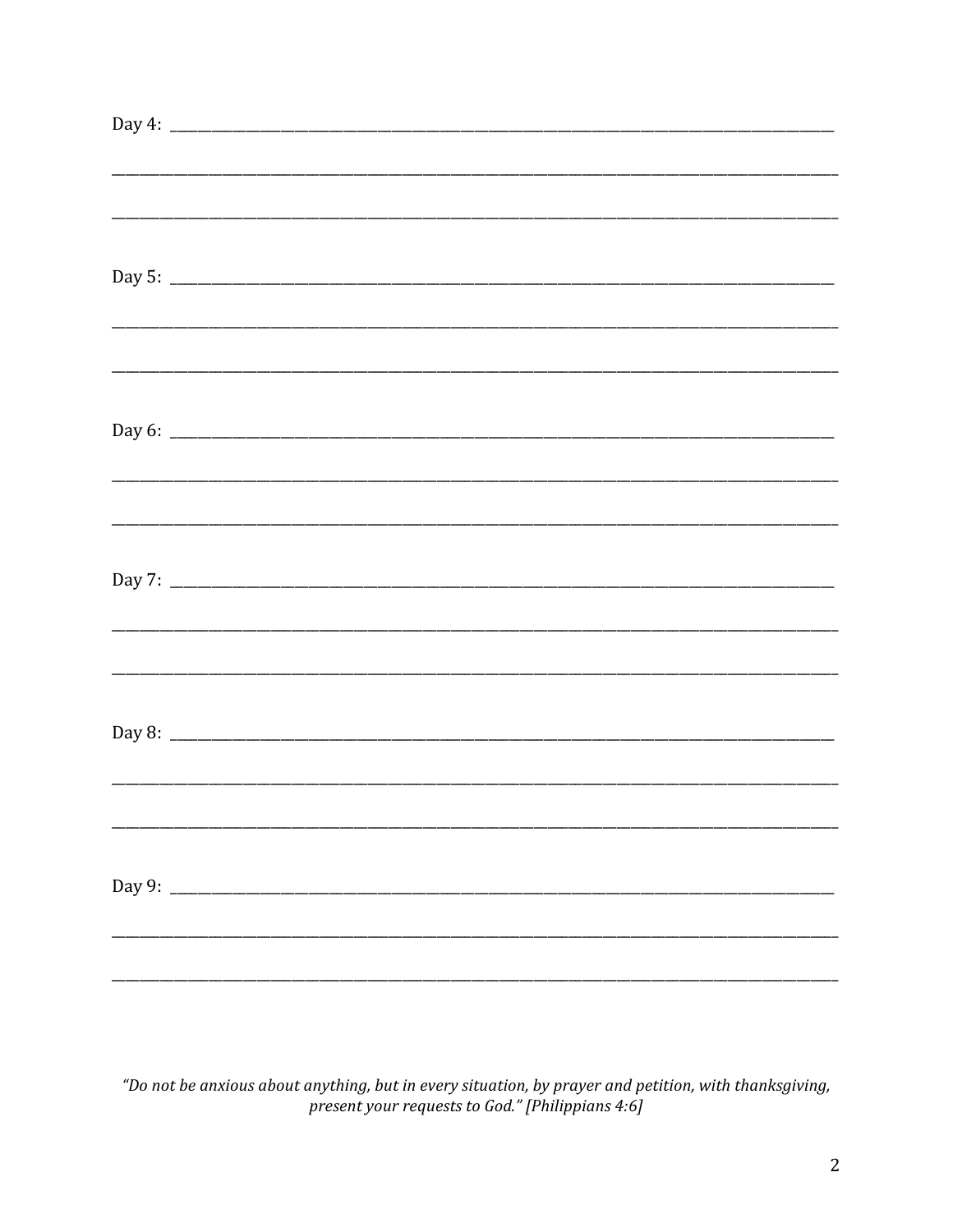Day 4: ______________________________________________________________________________

________________________________________________________________________________________

________________________________________________________________________________________

Day 5: ______________________________________________________________________________

________________________________________________________________________________________

________________________________________________________________________________________

Day 6: ______________________________________________________________________________

________________________________________________________________________________________

________________________________________________________________________________________

Day 7: ______________________________________________________________________________

________________________________________________________________________________________

________________________________________________________________________________________

Day 8: ______________________________________________________________________________

________________________________________________________________________________________

________________________________________________________________________________________

Day 9: ______________________________________________________________________________

________________________________________________________________________________________

________________________________________________________________________________________

*"Do not be anxious about anything, but in every situation, by prayer and petition, with thanksgiving, present your requests to God." [Philippians 4:6]*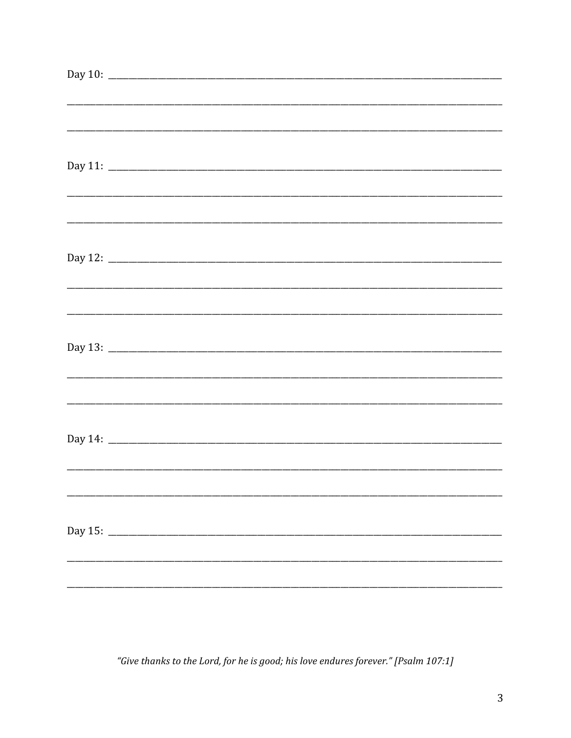Day 10: ______________________________________________________________________________

______________________________________________________________________________________

______________________________________________________________________________________

Day 11: ______________________________________________________________________________

______________________________________________________________________________________

______________________________________________________________________________________

Day 12: ______________________________________________________________________________

______________________________________________________________________________________

______________________________________________________________________________________

Day 13: ______________________________________________________________________________

______________________________________________________________________________________

______________________________________________________________________________________

Day 14: ______________________________________________________________________________

______________________________________________________________________________________

______________________________________________________________________________________

Day 15: ______________________________________________________________________________

______________________________________________________________________________________

______________________________________________________________________________________

*"Give thanks to the Lord, for he is good; his love endures forever." [Psalm 107:1]*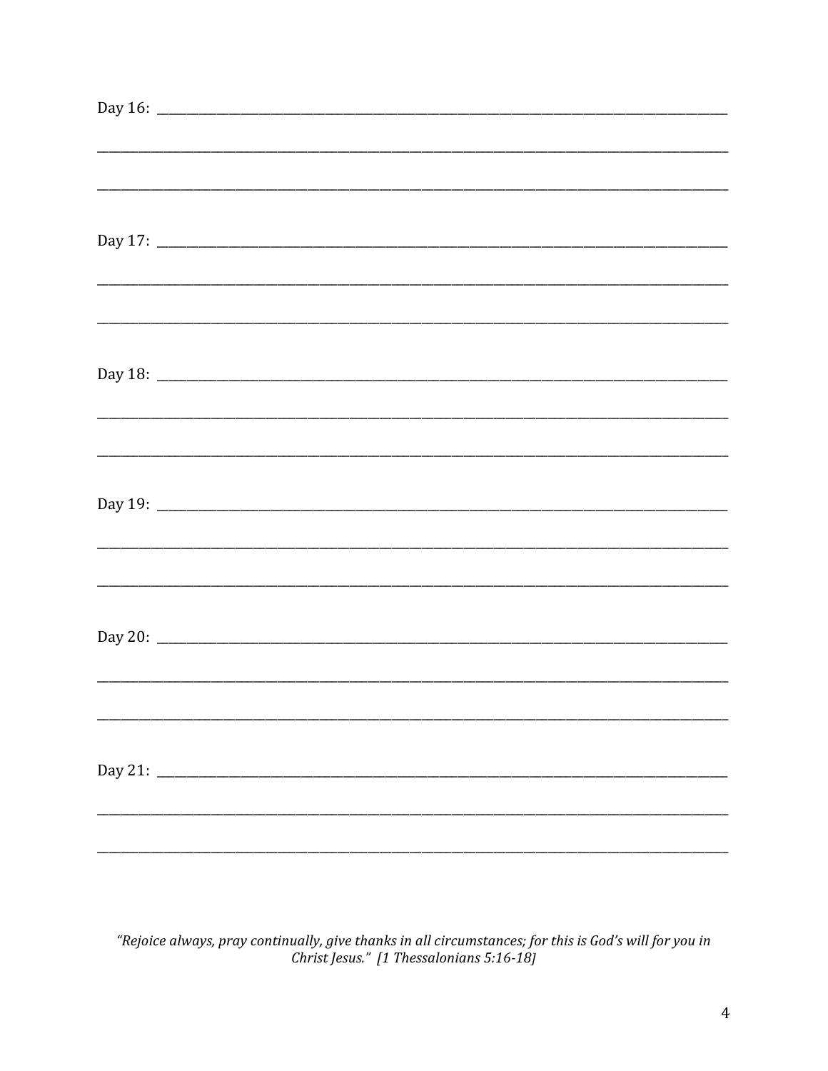Day 16: ______________________________________________________________________________

______________________________________________________________________________________

______________________________________________________________________________________

Day 17: ______________________________________________________________________________

______________________________________________________________________________________

______________________________________________________________________________________

Day 18: ______________________________________________________________________________

______________________________________________________________________________________

______________________________________________________________________________________

Day 19: ______________________________________________________________________________

______________________________________________________________________________________

______________________________________________________________________________________

Day 20: ______________________________________________________________________________

______________________________________________________________________________________

______________________________________________________________________________________

Day 21: ______________________________________________________________________________

______________________________________________________________________________________

______________________________________________________________________________________

*"Rejoice always, pray continually, give thanks in all circumstances; for this is God's will for you in Christ Jesus." [1 Thessalonians 5:16-18]*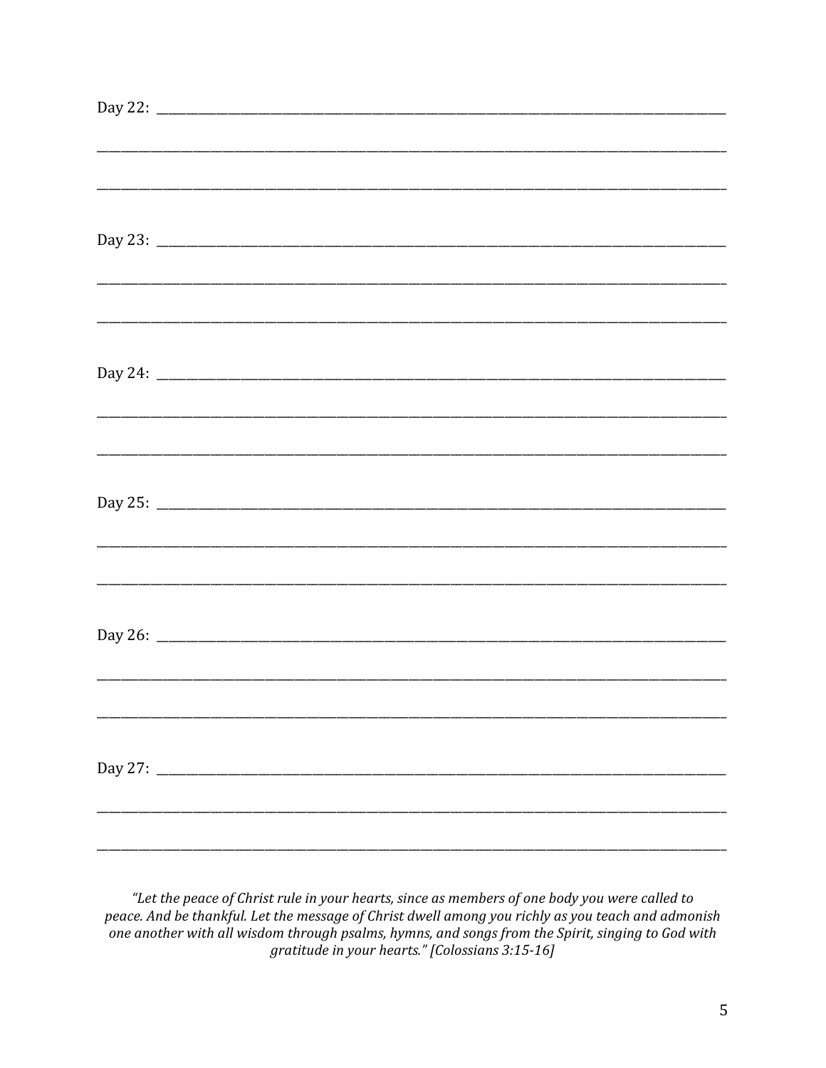Day 22: ____________________________________________________________________________________

____________________________________________________________________________________________

____________________________________________________________________________________________

Day 23: ____________________________________________________________________________________

____________________________________________________________________________________________

____________________________________________________________________________________________

Day 24: ____________________________________________________________________________________

____________________________________________________________________________________________

____________________________________________________________________________________________

Day 25: ____________________________________________________________________________________

____________________________________________________________________________________________

____________________________________________________________________________________________

Day 26: ____________________________________________________________________________________

____________________________________________________________________________________________

____________________________________________________________________________________________

Day 27: ____________________________________________________________________________________

____________________________________________________________________________________________

____________________________________________________________________________________________

*"Let the peace of Christ rule in your hearts, since as members of one body you were called to peace. And be thankful. Let the message of Christ dwell among you richly as you teach and admonish one another with all wisdom through psalms, hymns, and songs from the Spirit, singing to God with gratitude in your hearts." [Colossians 3:15-16]*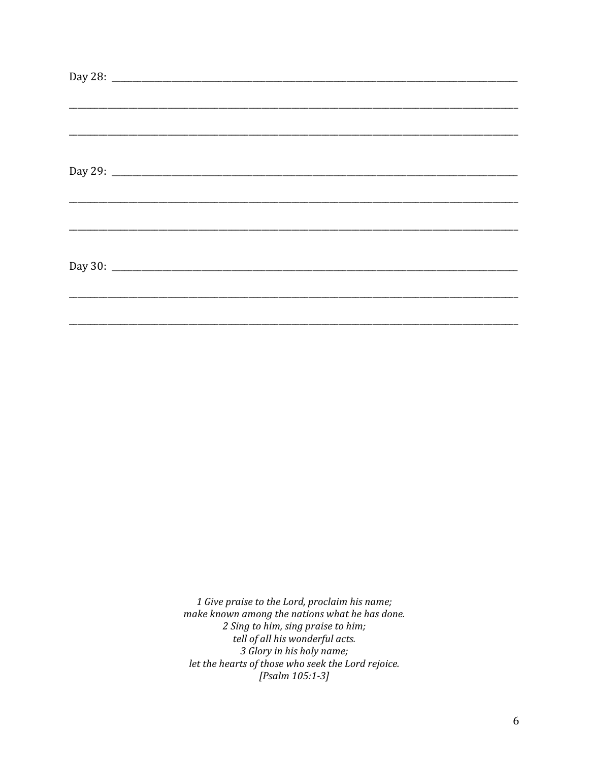Day 28: ______________________________________________________________________________

______________________________________________________________________________________

______________________________________________________________________________________

Day 29: ______________________________________________________________________________

______________________________________________________________________________________

______________________________________________________________________________________

Day 30: ______________________________________________________________________________

______________________________________________________________________________________

______________________________________________________________________________________

*1 Give praise to the Lord, proclaim his name;*  
*make known among the nations what he has done.*  
*2 Sing to him, sing praise to him;*  
*tell of all his wonderful acts.*  
*3 Glory in his holy name;*  
*let the hearts of those who seek the Lord rejoice.*  
*[Psalm 105:1-3]*